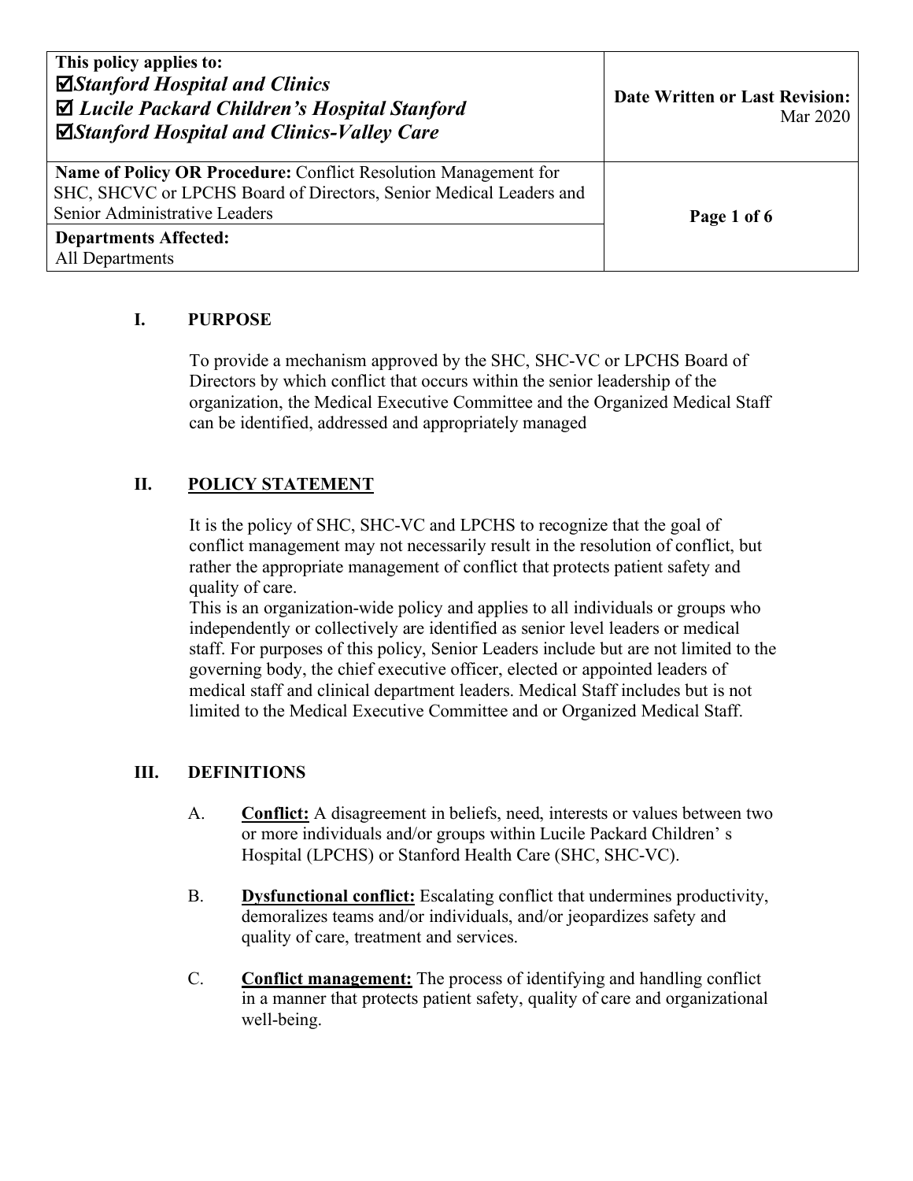| This policy applies to: ☑*Stanford Hospital and Clinics* ☑ *Lucile Packard Children's Hospital Stanford* ☑*Stanford Hospital and Clinics-Valley Care* | **Date Written or Last Revision:** Mar 2020 |
|---|---|
| **Name of Policy OR Procedure:** Conflict Resolution Management for SHC, SHCVC or LPCHS Board of Directors, Senior Medical Leaders and Senior Administrative Leaders | |
| **Departments Affected:** All Departments | |

## I. PURPOSE

To provide a mechanism approved by the SHC, SHC-VC or LPCHS Board of Directors by which conflict that occurs within the senior leadership of the organization, the Medical Executive Committee and the Organized Medical Staff can be identified, addressed and appropriately managed

## II. POLICY STATEMENT

It is the policy of SHC, SHC-VC and LPCHS to recognize that the goal of conflict management may not necessarily result in the resolution of conflict, but rather the appropriate management of conflict that protects patient safety and quality of care.

This is an organization-wide policy and applies to all individuals or groups who independently or collectively are identified as senior level leaders or medical staff. For purposes of this policy, Senior Leaders include but are not limited to the governing body, the chief executive officer, elected or appointed leaders of medical staff and clinical department leaders. Medical Staff includes but is not limited to the Medical Executive Committee and or Organized Medical Staff.

## III. DEFINITIONS

A. **Conflict:** A disagreement in beliefs, need, interests or values between two or more individuals and/or groups within Lucile Packard Children' s Hospital (LPCHS) or Stanford Health Care (SHC, SHC-VC).

B. **Dysfunctional conflict:** Escalating conflict that undermines productivity, demoralizes teams and/or individuals, and/or jeopardizes safety and quality of care, treatment and services.

C. **Conflict management:** The process of identifying and handling conflict in a manner that protects patient safety, quality of care and organizational well-being.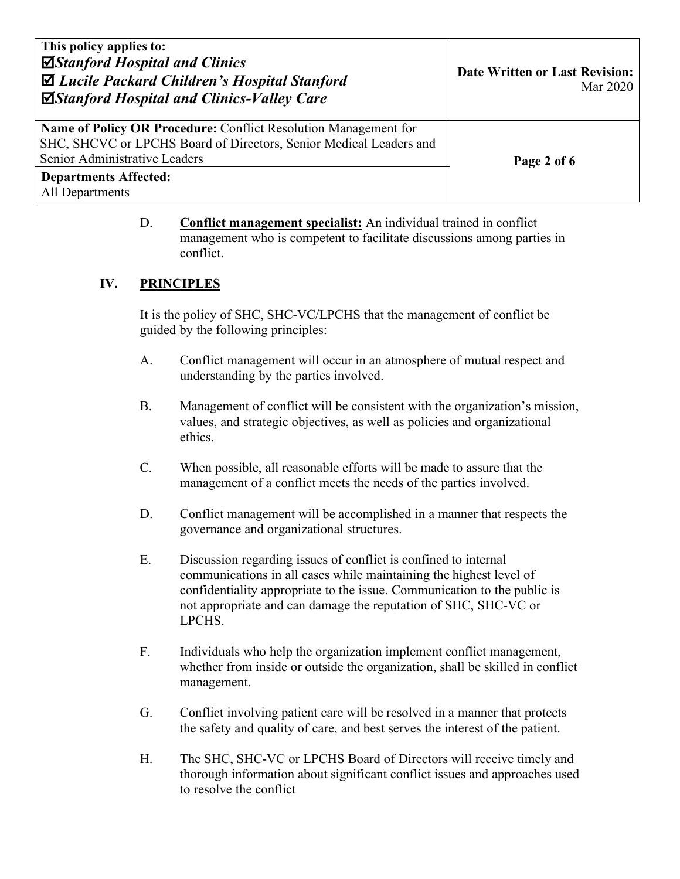D. **Conflict management specialist:** An individual trained in conflict management who is competent to facilitate discussions among parties in conflict.

## IV. PRINCIPLES

It is the policy of SHC, SHC-VC/LPCHS that the management of conflict be guided by the following principles:

A. Conflict management will occur in an atmosphere of mutual respect and understanding by the parties involved.

B. Management of conflict will be consistent with the organization's mission, values, and strategic objectives, as well as policies and organizational ethics.

C. When possible, all reasonable efforts will be made to assure that the management of a conflict meets the needs of the parties involved.

D. Conflict management will be accomplished in a manner that respects the governance and organizational structures.

E. Discussion regarding issues of conflict is confined to internal communications in all cases while maintaining the highest level of confidentiality appropriate to the issue. Communication to the public is not appropriate and can damage the reputation of SHC, SHC-VC or LPCHS.

F. Individuals who help the organization implement conflict management, whether from inside or outside the organization, shall be skilled in conflict management.

G. Conflict involving patient care will be resolved in a manner that protects the safety and quality of care, and best serves the interest of the patient.

H. The SHC, SHC-VC or LPCHS Board of Directors will receive timely and thorough information about significant conflict issues and approaches used to resolve the conflict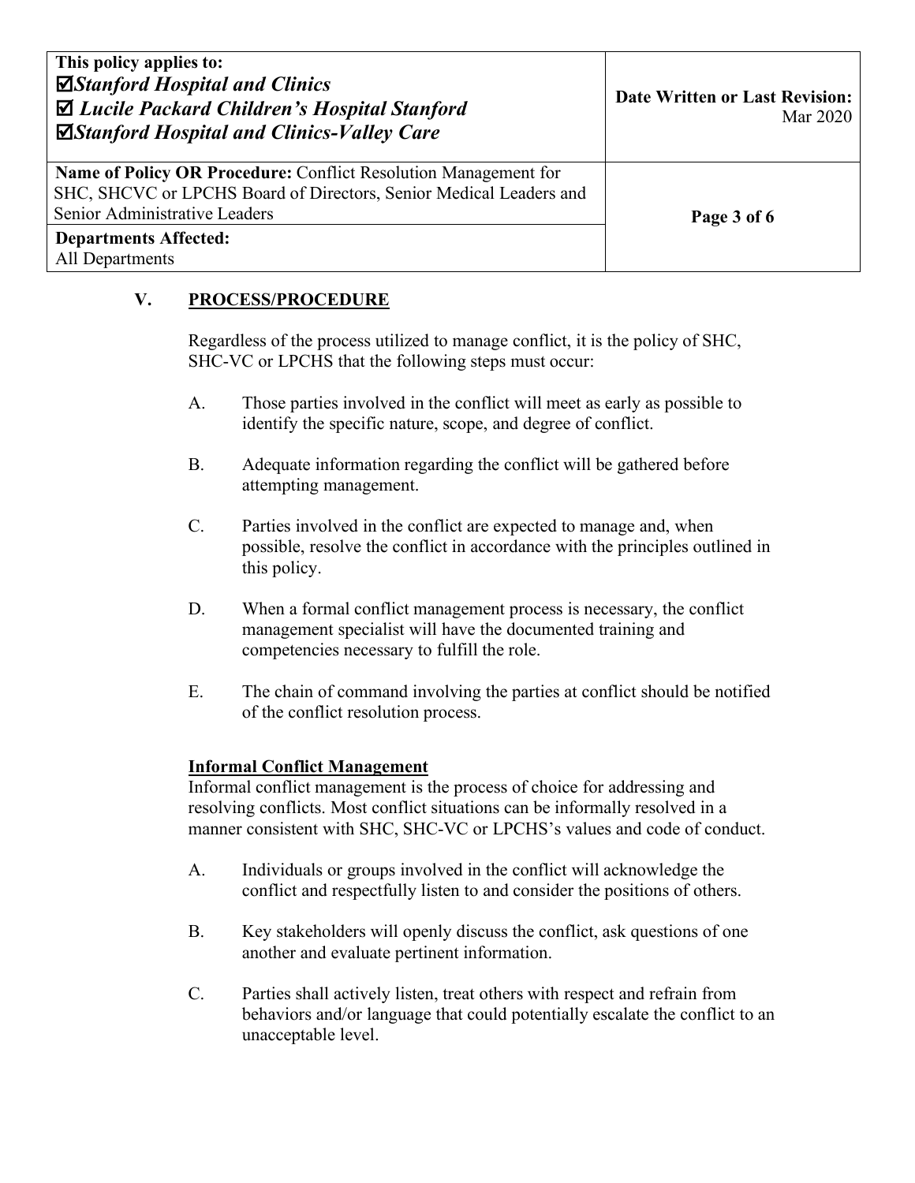## V. PROCESS/PROCEDURE

Regardless of the process utilized to manage conflict, it is the policy of SHC, SHC-VC or LPCHS that the following steps must occur:

A. Those parties involved in the conflict will meet as early as possible to identify the specific nature, scope, and degree of conflict.

B. Adequate information regarding the conflict will be gathered before attempting management.

C. Parties involved in the conflict are expected to manage and, when possible, resolve the conflict in accordance with the principles outlined in this policy.

D. When a formal conflict management process is necessary, the conflict management specialist will have the documented training and competencies necessary to fulfill the role.

E. The chain of command involving the parties at conflict should be notified of the conflict resolution process.

**Informal Conflict Management**

Informal conflict management is the process of choice for addressing and resolving conflicts. Most conflict situations can be informally resolved in a manner consistent with SHC, SHC-VC or LPCHS's values and code of conduct.

A. Individuals or groups involved in the conflict will acknowledge the conflict and respectfully listen to and consider the positions of others.

B. Key stakeholders will openly discuss the conflict, ask questions of one another and evaluate pertinent information.

C. Parties shall actively listen, treat others with respect and refrain from behaviors and/or language that could potentially escalate the conflict to an unacceptable level.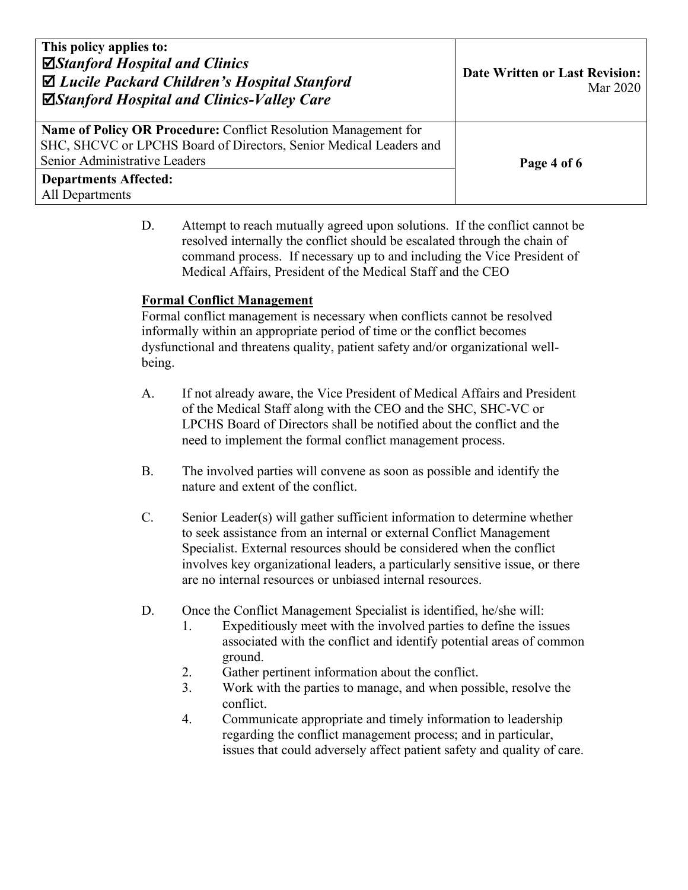D. Attempt to reach mutually agreed upon solutions. If the conflict cannot be resolved internally the conflict should be escalated through the chain of command process. If necessary up to and including the Vice President of Medical Affairs, President of the Medical Staff and the CEO

**Formal Conflict Management**

Formal conflict management is necessary when conflicts cannot be resolved informally within an appropriate period of time or the conflict becomes dysfunctional and threatens quality, patient safety and/or organizational well-being.

A. If not already aware, the Vice President of Medical Affairs and President of the Medical Staff along with the CEO and the SHC, SHC-VC or LPCHS Board of Directors shall be notified about the conflict and the need to implement the formal conflict management process.

B. The involved parties will convene as soon as possible and identify the nature and extent of the conflict.

C. Senior Leader(s) will gather sufficient information to determine whether to seek assistance from an internal or external Conflict Management Specialist. External resources should be considered when the conflict involves key organizational leaders, a particularly sensitive issue, or there are no internal resources or unbiased internal resources.

D. Once the Conflict Management Specialist is identified, he/she will:
   1. Expeditiously meet with the involved parties to define the issues associated with the conflict and identify potential areas of common ground.
   2. Gather pertinent information about the conflict.
   3. Work with the parties to manage, and when possible, resolve the conflict.
   4. Communicate appropriate and timely information to leadership regarding the conflict management process; and in particular, issues that could adversely affect patient safety and quality of care.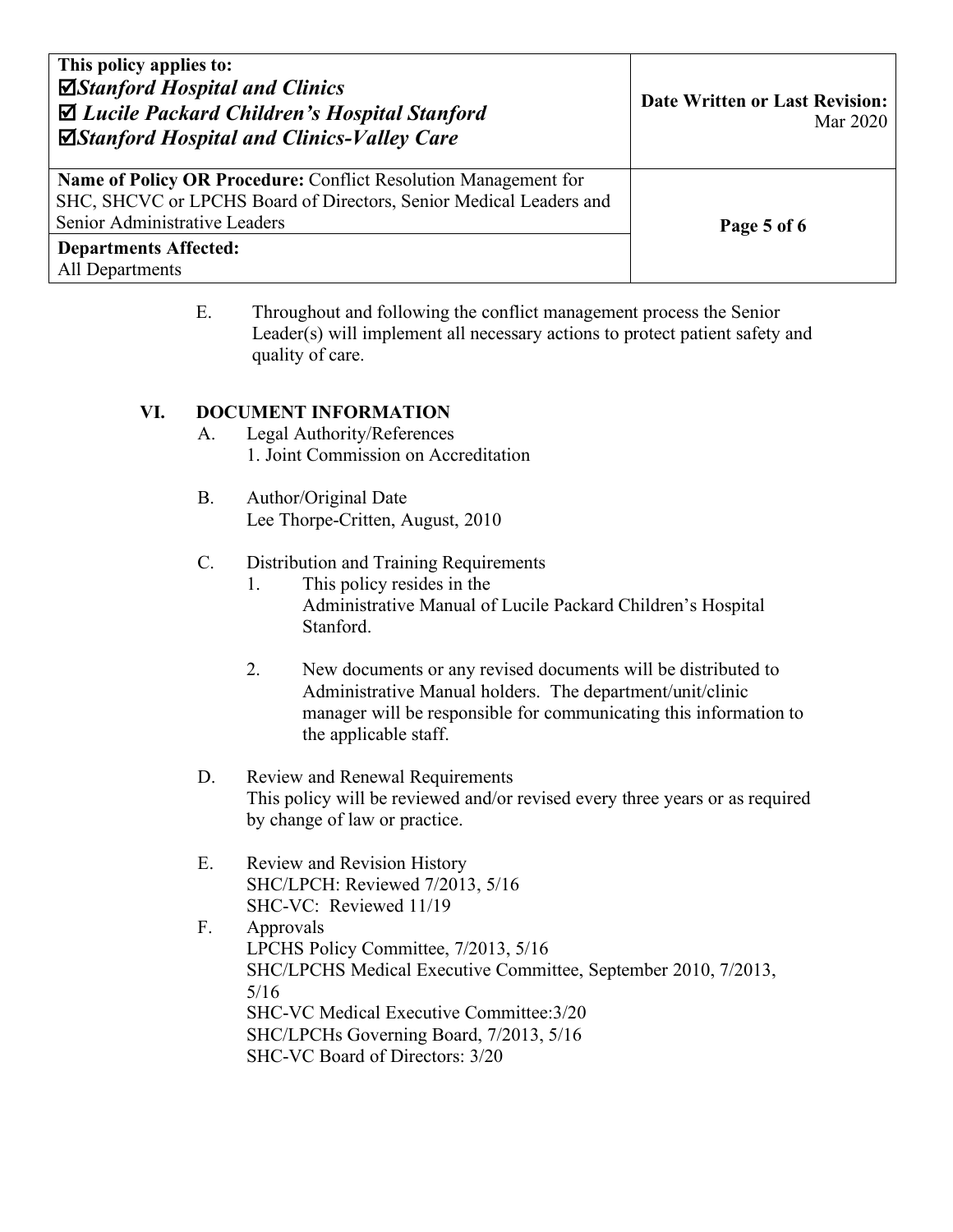E. Throughout and following the conflict management process the Senior Leader(s) will implement all necessary actions to protect patient safety and quality of care.

## VI. DOCUMENT INFORMATION

A. Legal Authority/References
   1. Joint Commission on Accreditation

B. Author/Original Date
   Lee Thorpe-Critten, August, 2010

C. Distribution and Training Requirements
   1. This policy resides in the Administrative Manual of Lucile Packard Children's Hospital Stanford.
   2. New documents or any revised documents will be distributed to Administrative Manual holders. The department/unit/clinic manager will be responsible for communicating this information to the applicable staff.

D. Review and Renewal Requirements
   This policy will be reviewed and/or revised every three years or as required by change of law or practice.

E. Review and Revision History
   SHC/LPCH: Reviewed 7/2013, 5/16
   SHC-VC: Reviewed 11/19

F. Approvals
   LPCHS Policy Committee, 7/2013, 5/16
   SHC/LPCHS Medical Executive Committee, September 2010, 7/2013, 5/16
   SHC-VC Medical Executive Committee:3/20
   SHC/LPCHs Governing Board, 7/2013, 5/16
   SHC-VC Board of Directors: 3/20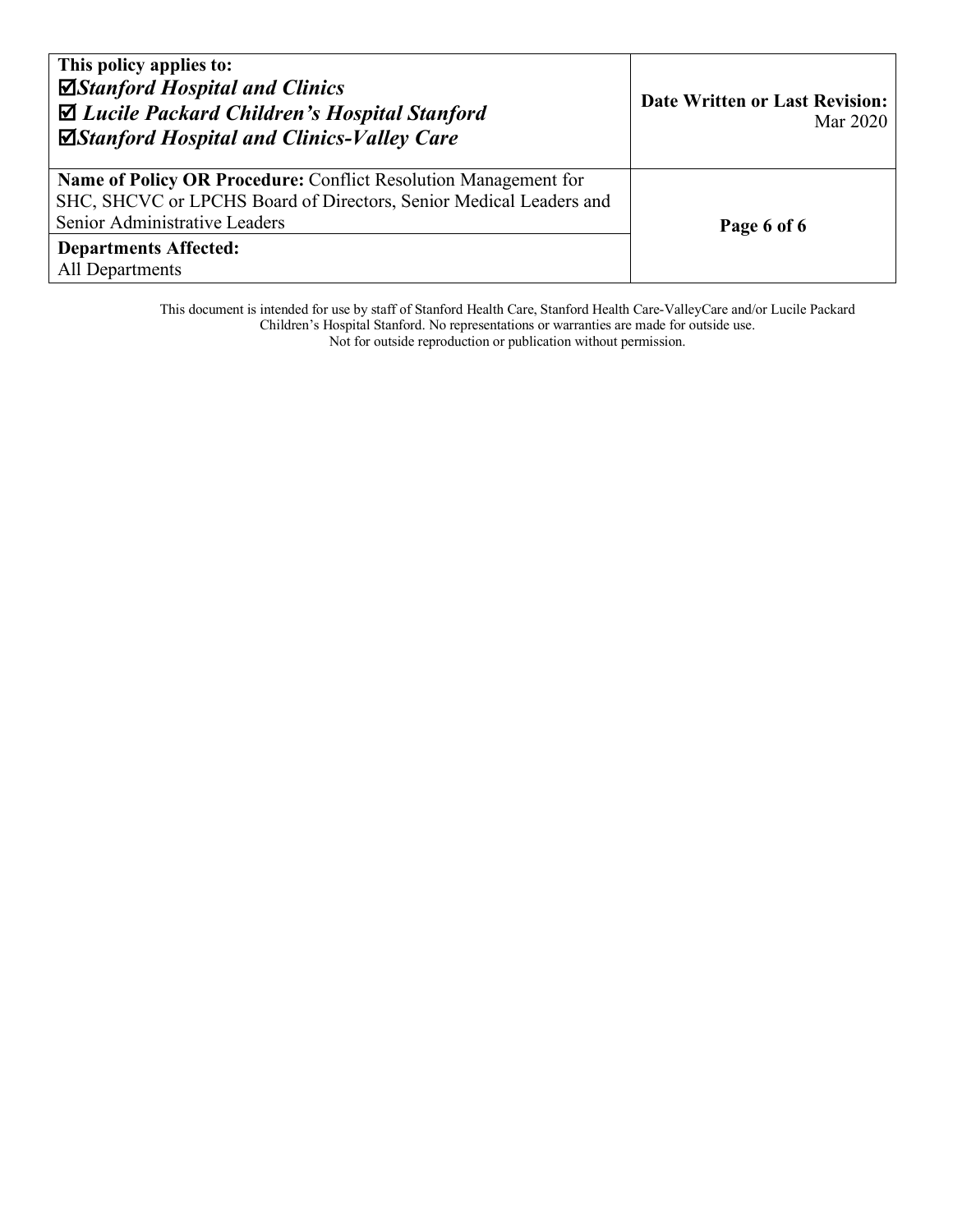This document is intended for use by staff of Stanford Health Care, Stanford Health Care-ValleyCare and/or Lucile Packard Children's Hospital Stanford. No representations or warranties are made for outside use.
Not for outside reproduction or publication without permission.